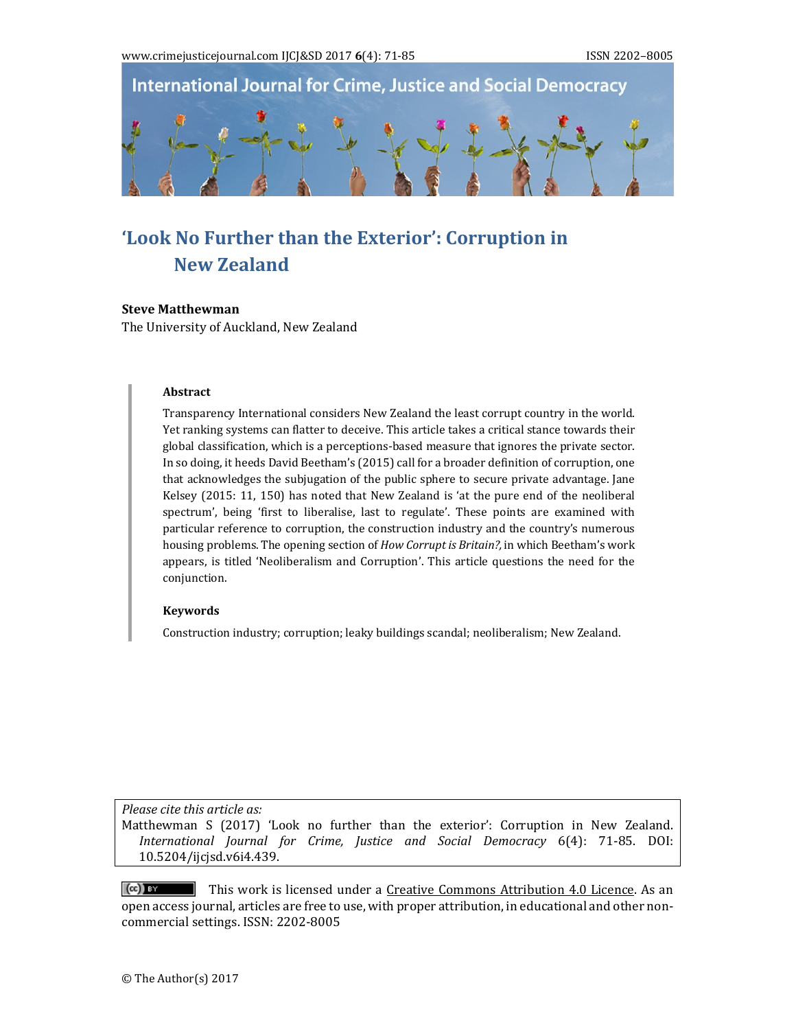# 'Look No Further than the Exterior': Corruption in New Zealand

**Steve Matthewman**
The University of Auckland, New Zealand

### Abstract

Transparency International considers New Zealand the least corrupt country in the world. Yet ranking systems can flatter to deceive. This article takes a critical stance towards their global classification, which is a perceptions-based measure that ignores the private sector. In so doing, it heeds David Beetham's (2015) call for a broader definition of corruption, one that acknowledges the subjugation of the public sphere to secure private advantage. Jane Kelsey (2015: 11, 150) has noted that New Zealand is 'at the pure end of the neoliberal spectrum', being 'first to liberalise, last to regulate'. These points are examined with particular reference to corruption, the construction industry and the country's numerous housing problems. The opening section of *How Corrupt is Britain?,* in which Beetham's work appears, is titled 'Neoliberalism and Corruption'. This article questions the need for the conjunction.

### Keywords

Construction industry; corruption; leaky buildings scandal; neoliberalism; New Zealand.

*Please cite this article as:*
Matthewman S (2017) 'Look no further than the exterior': Corruption in New Zealand. *International Journal for Crime, Justice and Social Democracy* 6(4): 71-85. DOI: 10.5204/ijcjsd.v6i4.439.

This work is licensed under a Creative Commons Attribution 4.0 Licence. As an open access journal, articles are free to use, with proper attribution, in educational and other non-commercial settings. ISSN: 2202-8005

© The Author(s) 2017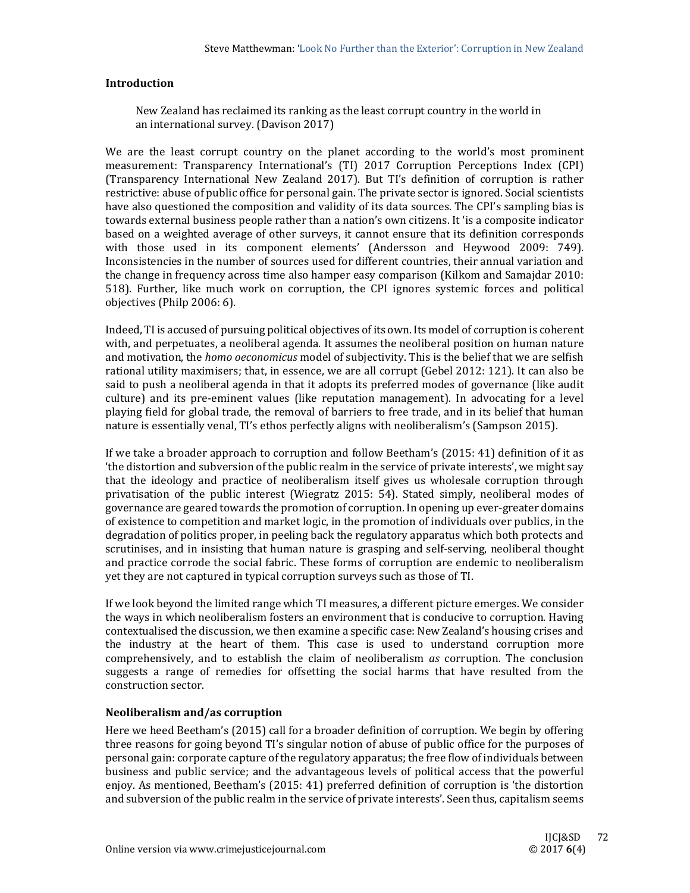## Introduction

> New Zealand has reclaimed its ranking as the least corrupt country in the world in an international survey. (Davison 2017)

We are the least corrupt country on the planet according to the world's most prominent measurement: Transparency International's (TI) 2017 Corruption Perceptions Index (CPI) (Transparency International New Zealand 2017). But TI's definition of corruption is rather restrictive: abuse of public office for personal gain. The private sector is ignored. Social scientists have also questioned the composition and validity of its data sources. The CPI's sampling bias is towards external business people rather than a nation's own citizens. It 'is a composite indicator based on a weighted average of other surveys, it cannot ensure that its definition corresponds with those used in its component elements' (Andersson and Heywood 2009: 749). Inconsistencies in the number of sources used for different countries, their annual variation and the change in frequency across time also hamper easy comparison (Kilkom and Samajdar 2010: 518). Further, like much work on corruption, the CPI ignores systemic forces and political objectives (Philp 2006: 6).

Indeed, TI is accused of pursuing political objectives of its own. Its model of corruption is coherent with, and perpetuates, a neoliberal agenda. It assumes the neoliberal position on human nature and motivation, the *homo oeconomicus* model of subjectivity. This is the belief that we are selfish rational utility maximisers; that, in essence, we are all corrupt (Gebel 2012: 121). It can also be said to push a neoliberal agenda in that it adopts its preferred modes of governance (like audit culture) and its pre-eminent values (like reputation management). In advocating for a level playing field for global trade, the removal of barriers to free trade, and in its belief that human nature is essentially venal, TI's ethos perfectly aligns with neoliberalism's (Sampson 2015).

If we take a broader approach to corruption and follow Beetham's (2015: 41) definition of it as 'the distortion and subversion of the public realm in the service of private interests', we might say that the ideology and practice of neoliberalism itself gives us wholesale corruption through privatisation of the public interest (Wiegratz 2015: 54). Stated simply, neoliberal modes of governance are geared towards the promotion of corruption. In opening up ever-greater domains of existence to competition and market logic, in the promotion of individuals over publics, in the degradation of politics proper, in peeling back the regulatory apparatus which both protects and scrutinises, and in insisting that human nature is grasping and self-serving, neoliberal thought and practice corrode the social fabric. These forms of corruption are endemic to neoliberalism yet they are not captured in typical corruption surveys such as those of TI.

If we look beyond the limited range which TI measures, a different picture emerges. We consider the ways in which neoliberalism fosters an environment that is conducive to corruption. Having contextualised the discussion, we then examine a specific case: New Zealand's housing crises and the industry at the heart of them. This case is used to understand corruption more comprehensively, and to establish the claim of neoliberalism *as* corruption. The conclusion suggests a range of remedies for offsetting the social harms that have resulted from the construction sector.

## Neoliberalism and/as corruption

Here we heed Beetham's (2015) call for a broader definition of corruption. We begin by offering three reasons for going beyond TI's singular notion of abuse of public office for the purposes of personal gain: corporate capture of the regulatory apparatus; the free flow of individuals between business and public service; and the advantageous levels of political access that the powerful enjoy. As mentioned, Beetham's (2015: 41) preferred definition of corruption is 'the distortion and subversion of the public realm in the service of private interests'. Seen thus, capitalism seems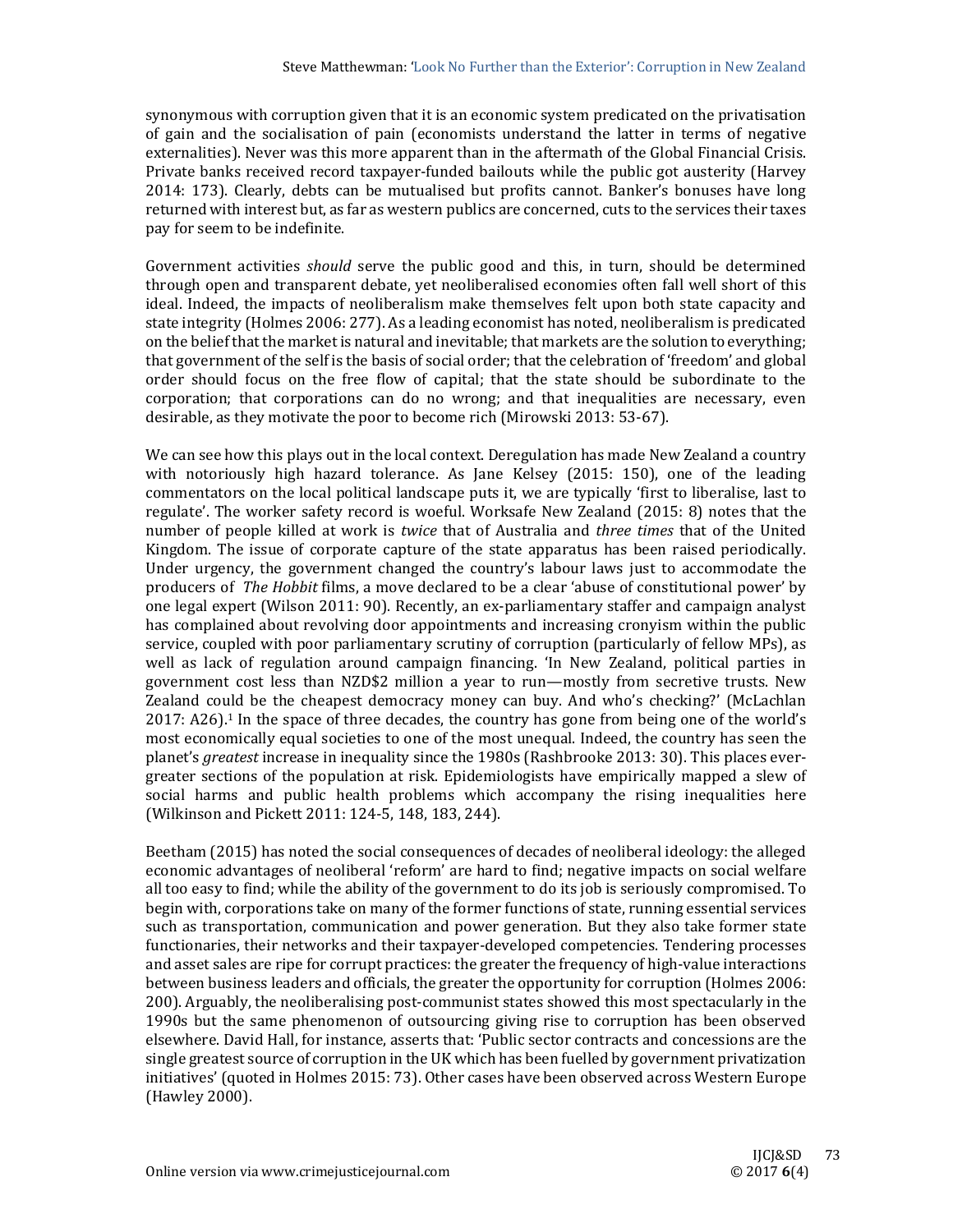synonymous with corruption given that it is an economic system predicated on the privatisation of gain and the socialisation of pain (economists understand the latter in terms of negative externalities). Never was this more apparent than in the aftermath of the Global Financial Crisis. Private banks received record taxpayer-funded bailouts while the public got austerity (Harvey 2014: 173). Clearly, debts can be mutualised but profits cannot. Banker's bonuses have long returned with interest but, as far as western publics are concerned, cuts to the services their taxes pay for seem to be indefinite.

Government activities *should* serve the public good and this, in turn, should be determined through open and transparent debate, yet neoliberalised economies often fall well short of this ideal. Indeed, the impacts of neoliberalism make themselves felt upon both state capacity and state integrity (Holmes 2006: 277). As a leading economist has noted, neoliberalism is predicated on the belief that the market is natural and inevitable; that markets are the solution to everything; that government of the self is the basis of social order; that the celebration of 'freedom' and global order should focus on the free flow of capital; that the state should be subordinate to the corporation; that corporations can do no wrong; and that inequalities are necessary, even desirable, as they motivate the poor to become rich (Mirowski 2013: 53-67).

We can see how this plays out in the local context. Deregulation has made New Zealand a country with notoriously high hazard tolerance. As Jane Kelsey (2015: 150), one of the leading commentators on the local political landscape puts it, we are typically 'first to liberalise, last to regulate'. The worker safety record is woeful. Worksafe New Zealand (2015: 8) notes that the number of people killed at work is *twice* that of Australia and *three times* that of the United Kingdom. The issue of corporate capture of the state apparatus has been raised periodically. Under urgency, the government changed the country's labour laws just to accommodate the producers of *The Hobbit* films, a move declared to be a clear 'abuse of constitutional power' by one legal expert (Wilson 2011: 90). Recently, an ex-parliamentary staffer and campaign analyst has complained about revolving door appointments and increasing cronyism within the public service, coupled with poor parliamentary scrutiny of corruption (particularly of fellow MPs), as well as lack of regulation around campaign financing. 'In New Zealand, political parties in government cost less than NZD$2 million a year to run—mostly from secretive trusts. New Zealand could be the cheapest democracy money can buy. And who's checking?' (McLachlan 2017: A26).[1] In the space of three decades, the country has gone from being one of the world's most economically equal societies to one of the most unequal. Indeed, the country has seen the planet's *greatest* increase in inequality since the 1980s (Rashbrooke 2013: 30). This places ever-greater sections of the population at risk. Epidemiologists have empirically mapped a slew of social harms and public health problems which accompany the rising inequalities here (Wilkinson and Pickett 2011: 124-5, 148, 183, 244).

Beetham (2015) has noted the social consequences of decades of neoliberal ideology: the alleged economic advantages of neoliberal 'reform' are hard to find; negative impacts on social welfare all too easy to find; while the ability of the government to do its job is seriously compromised. To begin with, corporations take on many of the former functions of state, running essential services such as transportation, communication and power generation. But they also take former state functionaries, their networks and their taxpayer-developed competencies. Tendering processes and asset sales are ripe for corrupt practices: the greater the frequency of high-value interactions between business leaders and officials, the greater the opportunity for corruption (Holmes 2006: 200). Arguably, the neoliberalising post-communist states showed this most spectacularly in the 1990s but the same phenomenon of outsourcing giving rise to corruption has been observed elsewhere. David Hall, for instance, asserts that: 'Public sector contracts and concessions are the single greatest source of corruption in the UK which has been fuelled by government privatization initiatives' (quoted in Holmes 2015: 73). Other cases have been observed across Western Europe (Hawley 2000).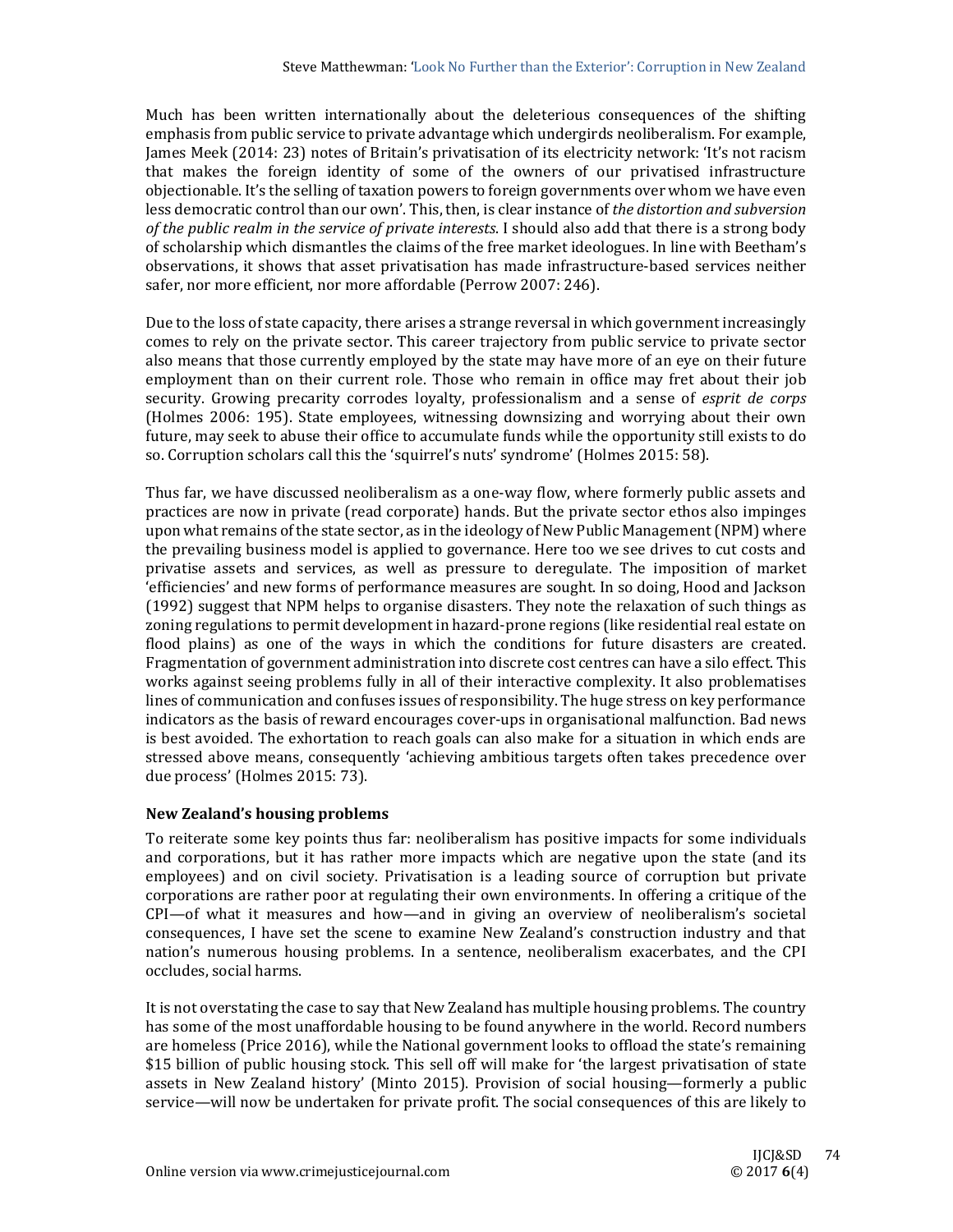Much has been written internationally about the deleterious consequences of the shifting emphasis from public service to private advantage which undergirds neoliberalism. For example, James Meek (2014: 23) notes of Britain's privatisation of its electricity network: 'It's not racism that makes the foreign identity of some of the owners of our privatised infrastructure objectionable. It's the selling of taxation powers to foreign governments over whom we have even less democratic control than our own'. This, then, is clear instance of *the distortion and subversion of the public realm in the service of private interests*. I should also add that there is a strong body of scholarship which dismantles the claims of the free market ideologues. In line with Beetham's observations, it shows that asset privatisation has made infrastructure-based services neither safer, nor more efficient, nor more affordable (Perrow 2007: 246).

Due to the loss of state capacity, there arises a strange reversal in which government increasingly comes to rely on the private sector. This career trajectory from public service to private sector also means that those currently employed by the state may have more of an eye on their future employment than on their current role. Those who remain in office may fret about their job security. Growing precarity corrodes loyalty, professionalism and a sense of *esprit de corps* (Holmes 2006: 195). State employees, witnessing downsizing and worrying about their own future, may seek to abuse their office to accumulate funds while the opportunity still exists to do so. Corruption scholars call this the 'squirrel's nuts' syndrome' (Holmes 2015: 58).

Thus far, we have discussed neoliberalism as a one-way flow, where formerly public assets and practices are now in private (read corporate) hands. But the private sector ethos also impinges upon what remains of the state sector, as in the ideology of New Public Management (NPM) where the prevailing business model is applied to governance. Here too we see drives to cut costs and privatise assets and services, as well as pressure to deregulate. The imposition of market 'efficiencies' and new forms of performance measures are sought. In so doing, Hood and Jackson (1992) suggest that NPM helps to organise disasters. They note the relaxation of such things as zoning regulations to permit development in hazard-prone regions (like residential real estate on flood plains) as one of the ways in which the conditions for future disasters are created. Fragmentation of government administration into discrete cost centres can have a silo effect. This works against seeing problems fully in all of their interactive complexity. It also problematises lines of communication and confuses issues of responsibility. The huge stress on key performance indicators as the basis of reward encourages cover-ups in organisational malfunction. Bad news is best avoided. The exhortation to reach goals can also make for a situation in which ends are stressed above means, consequently 'achieving ambitious targets often takes precedence over due process' (Holmes 2015: 73).

## New Zealand's housing problems

To reiterate some key points thus far: neoliberalism has positive impacts for some individuals and corporations, but it has rather more impacts which are negative upon the state (and its employees) and on civil society. Privatisation is a leading source of corruption but private corporations are rather poor at regulating their own environments. In offering a critique of the CPI—of what it measures and how—and in giving an overview of neoliberalism's societal consequences, I have set the scene to examine New Zealand's construction industry and that nation's numerous housing problems. In a sentence, neoliberalism exacerbates, and the CPI occludes, social harms.

It is not overstating the case to say that New Zealand has multiple housing problems. The country has some of the most unaffordable housing to be found anywhere in the world. Record numbers are homeless (Price 2016), while the National government looks to offload the state's remaining $15 billion of public housing stock. This sell off will make for 'the largest privatisation of state assets in New Zealand history' (Minto 2015). Provision of social housing—formerly a public service—will now be undertaken for private profit. The social consequences of this are likely to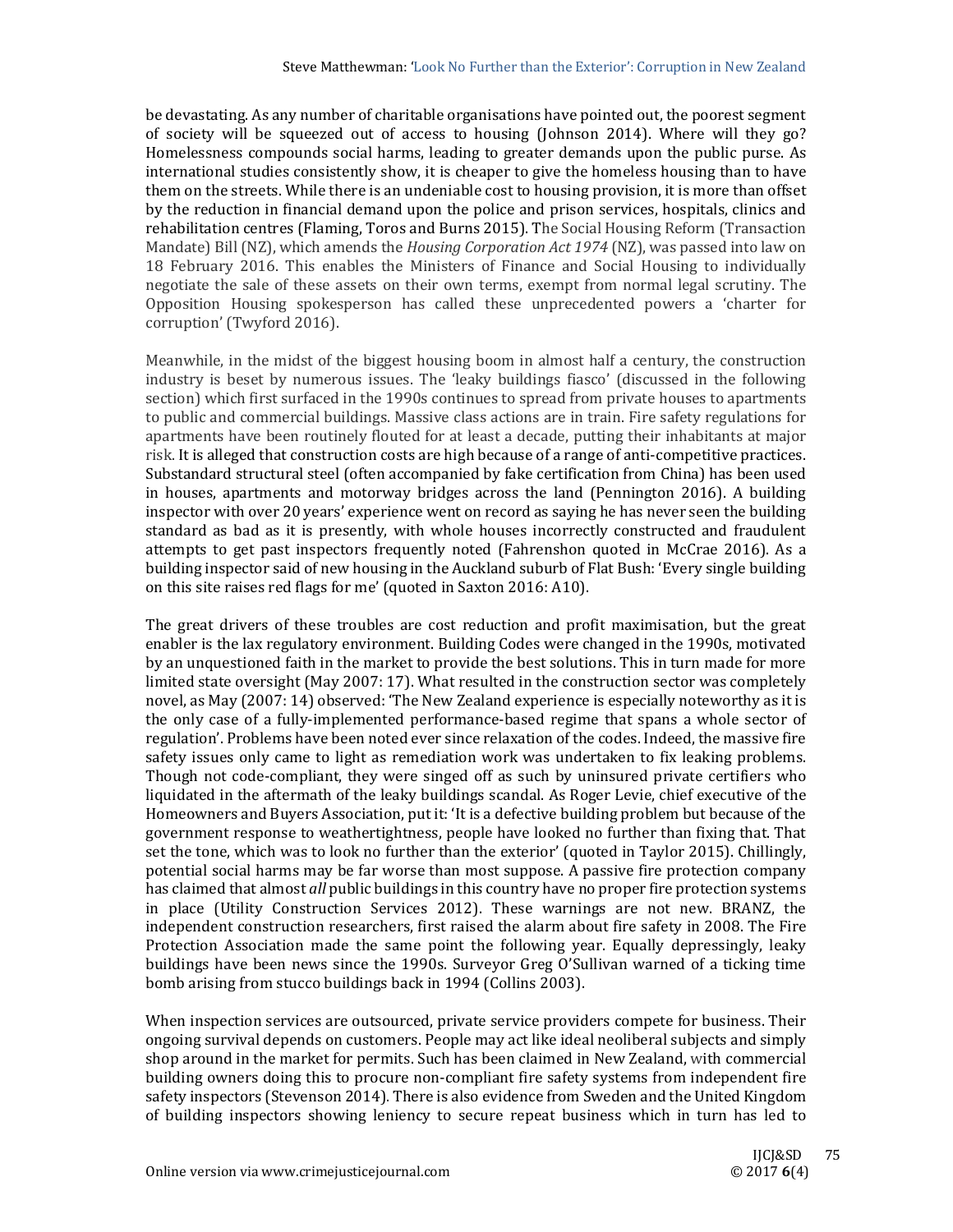be devastating. As any number of charitable organisations have pointed out, the poorest segment of society will be squeezed out of access to housing (Johnson 2014). Where will they go? Homelessness compounds social harms, leading to greater demands upon the public purse. As international studies consistently show, it is cheaper to give the homeless housing than to have them on the streets. While there is an undeniable cost to housing provision, it is more than offset by the reduction in financial demand upon the police and prison services, hospitals, clinics and rehabilitation centres (Flaming, Toros and Burns 2015). The Social Housing Reform (Transaction Mandate) Bill (NZ), which amends the *Housing Corporation Act 1974* (NZ), was passed into law on 18 February 2016. This enables the Ministers of Finance and Social Housing to individually negotiate the sale of these assets on their own terms, exempt from normal legal scrutiny. The Opposition Housing spokesperson has called these unprecedented powers a 'charter for corruption' (Twyford 2016).

Meanwhile, in the midst of the biggest housing boom in almost half a century, the construction industry is beset by numerous issues. The 'leaky buildings fiasco' (discussed in the following section) which first surfaced in the 1990s continues to spread from private houses to apartments to public and commercial buildings. Massive class actions are in train. Fire safety regulations for apartments have been routinely flouted for at least a decade, putting their inhabitants at major risk. It is alleged that construction costs are high because of a range of anti-competitive practices. Substandard structural steel (often accompanied by fake certification from China) has been used in houses, apartments and motorway bridges across the land (Pennington 2016). A building inspector with over 20 years' experience went on record as saying he has never seen the building standard as bad as it is presently, with whole houses incorrectly constructed and fraudulent attempts to get past inspectors frequently noted (Fahrenshon quoted in McCrae 2016). As a building inspector said of new housing in the Auckland suburb of Flat Bush: 'Every single building on this site raises red flags for me' (quoted in Saxton 2016: A10).

The great drivers of these troubles are cost reduction and profit maximisation, but the great enabler is the lax regulatory environment. Building Codes were changed in the 1990s, motivated by an unquestioned faith in the market to provide the best solutions. This in turn made for more limited state oversight (May 2007: 17). What resulted in the construction sector was completely novel, as May (2007: 14) observed: 'The New Zealand experience is especially noteworthy as it is the only case of a fully-implemented performance-based regime that spans a whole sector of regulation'. Problems have been noted ever since relaxation of the codes. Indeed, the massive fire safety issues only came to light as remediation work was undertaken to fix leaking problems. Though not code-compliant, they were singed off as such by uninsured private certifiers who liquidated in the aftermath of the leaky buildings scandal. As Roger Levie, chief executive of the Homeowners and Buyers Association, put it: 'It is a defective building problem but because of the government response to weathertightness, people have looked no further than fixing that. That set the tone, which was to look no further than the exterior' (quoted in Taylor 2015). Chillingly, potential social harms may be far worse than most suppose. A passive fire protection company has claimed that almost *all* public buildings in this country have no proper fire protection systems in place (Utility Construction Services 2012). These warnings are not new. BRANZ, the independent construction researchers, first raised the alarm about fire safety in 2008. The Fire Protection Association made the same point the following year. Equally depressingly, leaky buildings have been news since the 1990s. Surveyor Greg O'Sullivan warned of a ticking time bomb arising from stucco buildings back in 1994 (Collins 2003).

When inspection services are outsourced, private service providers compete for business. Their ongoing survival depends on customers. People may act like ideal neoliberal subjects and simply shop around in the market for permits. Such has been claimed in New Zealand, with commercial building owners doing this to procure non-compliant fire safety systems from independent fire safety inspectors (Stevenson 2014). There is also evidence from Sweden and the United Kingdom of building inspectors showing leniency to secure repeat business which in turn has led to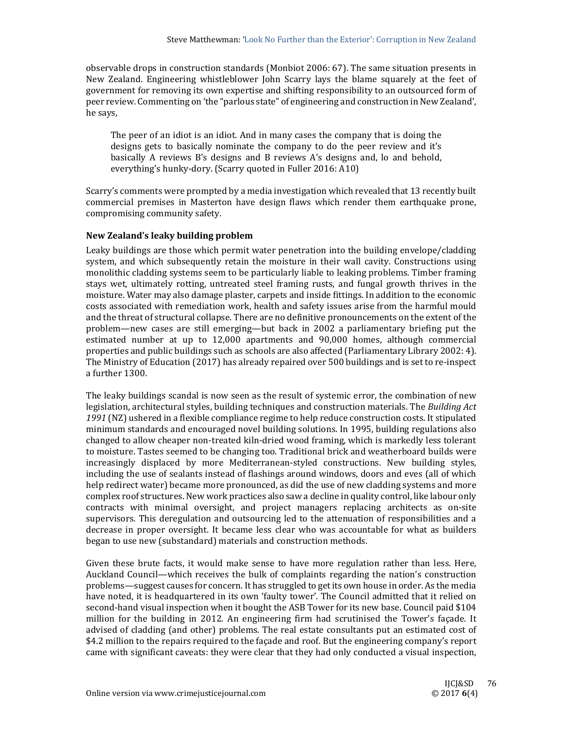observable drops in construction standards (Monbiot 2006: 67). The same situation presents in New Zealand. Engineering whistleblower John Scarry lays the blame squarely at the feet of government for removing its own expertise and shifting responsibility to an outsourced form of peer review. Commenting on 'the "parlous state" of engineering and construction in New Zealand', he says,

> The peer of an idiot is an idiot. And in many cases the company that is doing the designs gets to basically nominate the company to do the peer review and it's basically A reviews B's designs and B reviews A's designs and, lo and behold, everything's hunky-dory. (Scarry quoted in Fuller 2016: A10)

Scarry's comments were prompted by a media investigation which revealed that 13 recently built commercial premises in Masterton have design flaws which render them earthquake prone, compromising community safety.

### New Zealand's leaky building problem

Leaky buildings are those which permit water penetration into the building envelope/cladding system, and which subsequently retain the moisture in their wall cavity. Constructions using monolithic cladding systems seem to be particularly liable to leaking problems. Timber framing stays wet, ultimately rotting, untreated steel framing rusts, and fungal growth thrives in the moisture. Water may also damage plaster, carpets and inside fittings. In addition to the economic costs associated with remediation work, health and safety issues arise from the harmful mould and the threat of structural collapse. There are no definitive pronouncements on the extent of the problem—new cases are still emerging—but back in 2002 a parliamentary briefing put the estimated number at up to 12,000 apartments and 90,000 homes, although commercial properties and public buildings such as schools are also affected (Parliamentary Library 2002: 4). The Ministry of Education (2017) has already repaired over 500 buildings and is set to re-inspect a further 1300.

The leaky buildings scandal is now seen as the result of systemic error, the combination of new legislation, architectural styles, building techniques and construction materials. The *Building Act 1991* (NZ) ushered in a flexible compliance regime to help reduce construction costs. It stipulated minimum standards and encouraged novel building solutions. In 1995, building regulations also changed to allow cheaper non-treated kiln-dried wood framing, which is markedly less tolerant to moisture. Tastes seemed to be changing too. Traditional brick and weatherboard builds were increasingly displaced by more Mediterranean-styled constructions. New building styles, including the use of sealants instead of flashings around windows, doors and eves (all of which help redirect water) became more pronounced, as did the use of new cladding systems and more complex roof structures. New work practices also saw a decline in quality control, like labour only contracts with minimal oversight, and project managers replacing architects as on-site supervisors. This deregulation and outsourcing led to the attenuation of responsibilities and a decrease in proper oversight. It became less clear who was accountable for what as builders began to use new (substandard) materials and construction methods.

Given these brute facts, it would make sense to have more regulation rather than less. Here, Auckland Council—which receives the bulk of complaints regarding the nation's construction problems—suggest causes for concern. It has struggled to get its own house in order. As the media have noted, it is headquartered in its own 'faulty tower'. The Council admitted that it relied on second-hand visual inspection when it bought the ASB Tower for its new base. Council paid $104 million for the building in 2012. An engineering firm had scrutinised the Tower's façade. It advised of cladding (and other) problems. The real estate consultants put an estimated cost of $4.2 million to the repairs required to the façade and roof. But the engineering company's report came with significant caveats: they were clear that they had only conducted a visual inspection,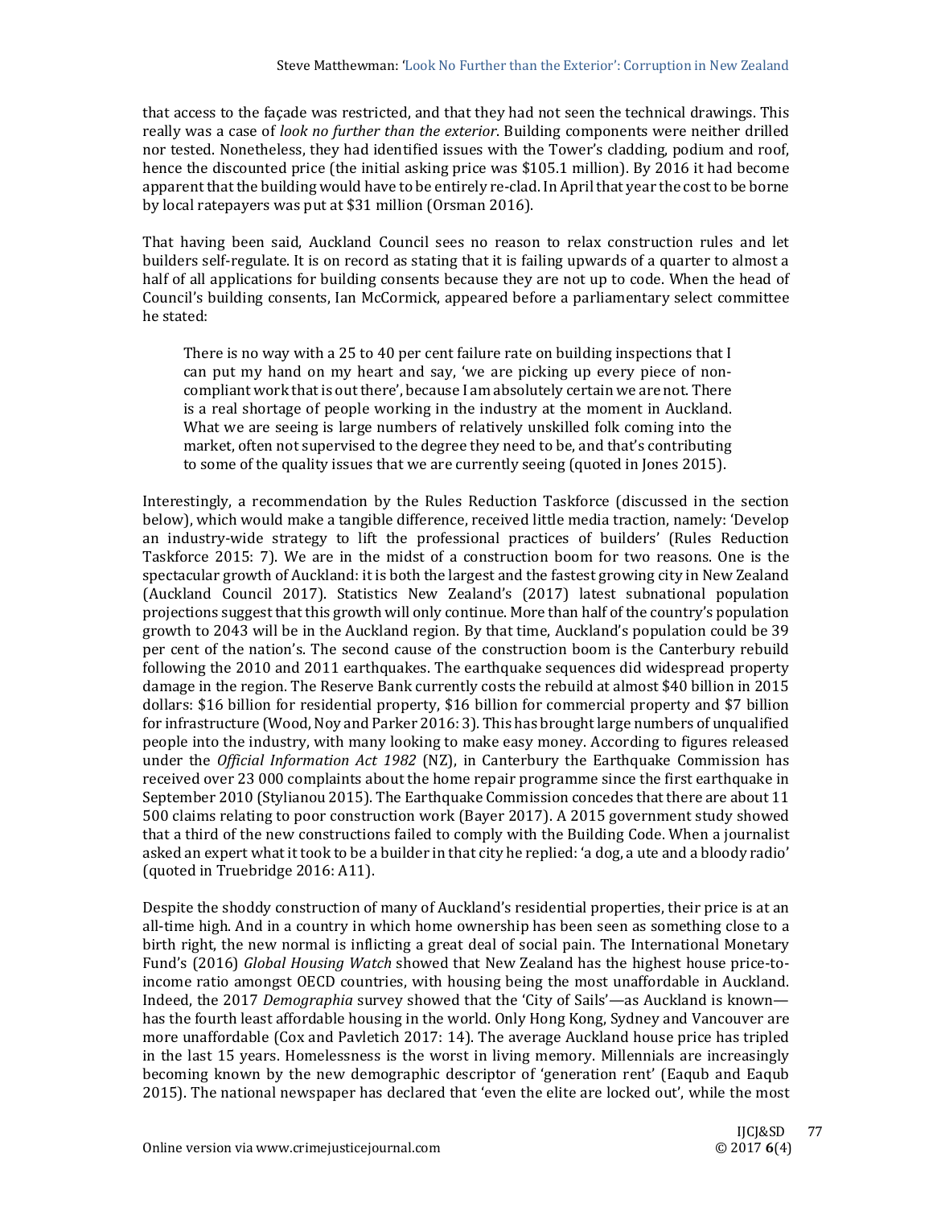that access to the façade was restricted, and that they had not seen the technical drawings. This really was a case of *look no further than the exterior*. Building components were neither drilled nor tested. Nonetheless, they had identified issues with the Tower's cladding, podium and roof, hence the discounted price (the initial asking price was $105.1 million). By 2016 it had become apparent that the building would have to be entirely re-clad. In April that year the cost to be borne by local ratepayers was put at $31 million (Orsman 2016).

That having been said, Auckland Council sees no reason to relax construction rules and let builders self-regulate. It is on record as stating that it is failing upwards of a quarter to almost a half of all applications for building consents because they are not up to code. When the head of Council's building consents, Ian McCormick, appeared before a parliamentary select committee he stated:

> There is no way with a 25 to 40 per cent failure rate on building inspections that I can put my hand on my heart and say, 'we are picking up every piece of non-compliant work that is out there', because I am absolutely certain we are not. There is a real shortage of people working in the industry at the moment in Auckland. What we are seeing is large numbers of relatively unskilled folk coming into the market, often not supervised to the degree they need to be, and that's contributing to some of the quality issues that we are currently seeing (quoted in Jones 2015).

Interestingly, a recommendation by the Rules Reduction Taskforce (discussed in the section below), which would make a tangible difference, received little media traction, namely: 'Develop an industry-wide strategy to lift the professional practices of builders' (Rules Reduction Taskforce 2015: 7). We are in the midst of a construction boom for two reasons. One is the spectacular growth of Auckland: it is both the largest and the fastest growing city in New Zealand (Auckland Council 2017). Statistics New Zealand's (2017) latest subnational population projections suggest that this growth will only continue. More than half of the country's population growth to 2043 will be in the Auckland region. By that time, Auckland's population could be 39 per cent of the nation's. The second cause of the construction boom is the Canterbury rebuild following the 2010 and 2011 earthquakes. The earthquake sequences did widespread property damage in the region. The Reserve Bank currently costs the rebuild at almost $40 billion in 2015 dollars: $16 billion for residential property, $16 billion for commercial property and $7 billion for infrastructure (Wood, Noy and Parker 2016: 3). This has brought large numbers of unqualified people into the industry, with many looking to make easy money. According to figures released under the *Official Information Act 1982* (NZ), in Canterbury the Earthquake Commission has received over 23 000 complaints about the home repair programme since the first earthquake in September 2010 (Stylianou 2015). The Earthquake Commission concedes that there are about 11 500 claims relating to poor construction work (Bayer 2017). A 2015 government study showed that a third of the new constructions failed to comply with the Building Code. When a journalist asked an expert what it took to be a builder in that city he replied: 'a dog, a ute and a bloody radio' (quoted in Truebridge 2016: A11).

Despite the shoddy construction of many of Auckland's residential properties, their price is at an all-time high. And in a country in which home ownership has been seen as something close to a birth right, the new normal is inflicting a great deal of social pain. The International Monetary Fund's (2016) *Global Housing Watch* showed that New Zealand has the highest house price-to-income ratio amongst OECD countries, with housing being the most unaffordable in Auckland. Indeed, the 2017 *Demographia* survey showed that the 'City of Sails'—as Auckland is known—has the fourth least affordable housing in the world. Only Hong Kong, Sydney and Vancouver are more unaffordable (Cox and Pavletich 2017: 14). The average Auckland house price has tripled in the last 15 years. Homelessness is the worst in living memory. Millennials are increasingly becoming known by the new demographic descriptor of 'generation rent' (Eaqub and Eaqub 2015). The national newspaper has declared that 'even the elite are locked out', while the most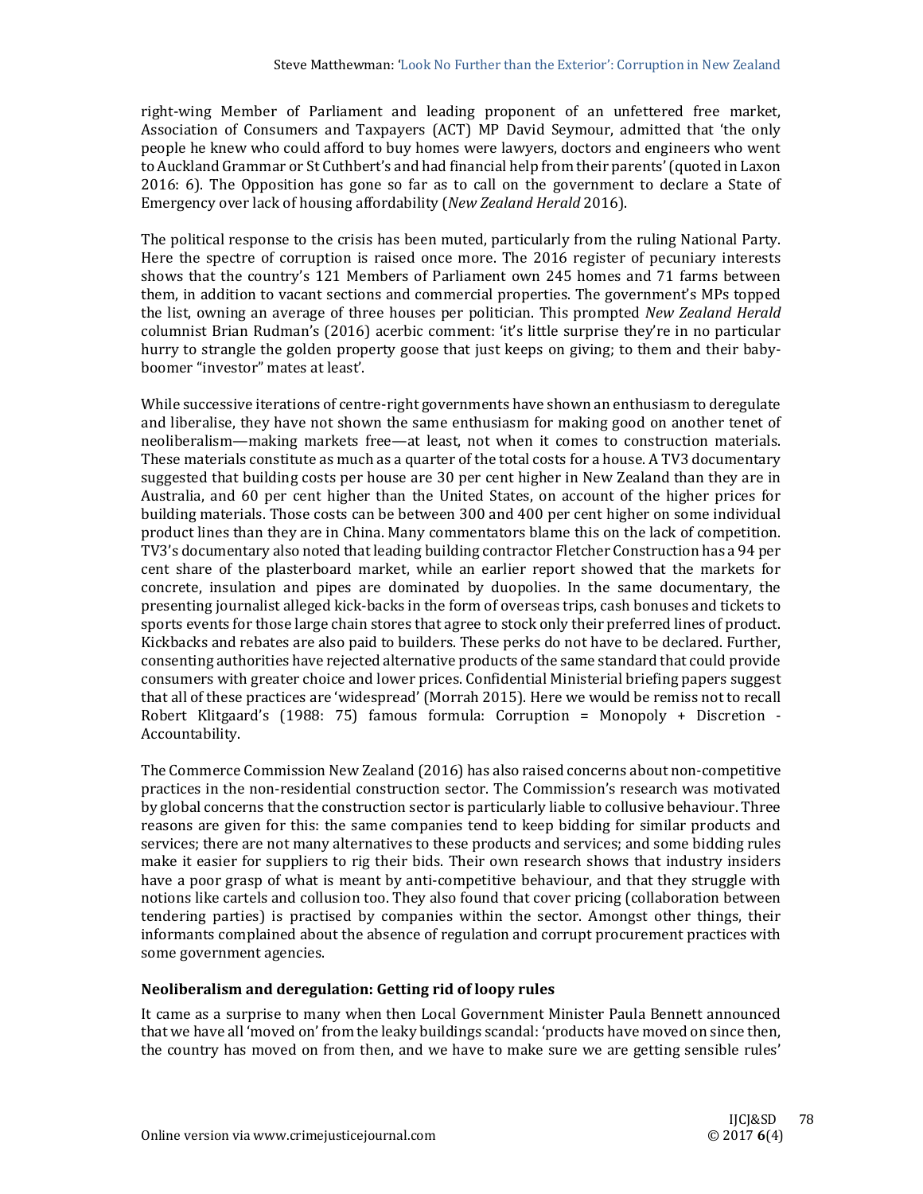right-wing Member of Parliament and leading proponent of an unfettered free market, Association of Consumers and Taxpayers (ACT) MP David Seymour, admitted that 'the only people he knew who could afford to buy homes were lawyers, doctors and engineers who went to Auckland Grammar or St Cuthbert's and had financial help from their parents' (quoted in Laxon 2016: 6). The Opposition has gone so far as to call on the government to declare a State of Emergency over lack of housing affordability (*New Zealand Herald* 2016).

The political response to the crisis has been muted, particularly from the ruling National Party. Here the spectre of corruption is raised once more. The 2016 register of pecuniary interests shows that the country's 121 Members of Parliament own 245 homes and 71 farms between them, in addition to vacant sections and commercial properties. The government's MPs topped the list, owning an average of three houses per politician. This prompted *New Zealand Herald* columnist Brian Rudman's (2016) acerbic comment: 'it's little surprise they're in no particular hurry to strangle the golden property goose that just keeps on giving; to them and their baby-boomer "investor" mates at least'.

While successive iterations of centre-right governments have shown an enthusiasm to deregulate and liberalise, they have not shown the same enthusiasm for making good on another tenet of neoliberalism—making markets free—at least, not when it comes to construction materials. These materials constitute as much as a quarter of the total costs for a house. A TV3 documentary suggested that building costs per house are 30 per cent higher in New Zealand than they are in Australia, and 60 per cent higher than the United States, on account of the higher prices for building materials. Those costs can be between 300 and 400 per cent higher on some individual product lines than they are in China. Many commentators blame this on the lack of competition. TV3's documentary also noted that leading building contractor Fletcher Construction has a 94 per cent share of the plasterboard market, while an earlier report showed that the markets for concrete, insulation and pipes are dominated by duopolies. In the same documentary, the presenting journalist alleged kick-backs in the form of overseas trips, cash bonuses and tickets to sports events for those large chain stores that agree to stock only their preferred lines of product. Kickbacks and rebates are also paid to builders. These perks do not have to be declared. Further, consenting authorities have rejected alternative products of the same standard that could provide consumers with greater choice and lower prices. Confidential Ministerial briefing papers suggest that all of these practices are 'widespread' (Morrah 2015). Here we would be remiss not to recall Robert Klitgaard's (1988: 75) famous formula: Corruption = Monopoly + Discretion - Accountability.

The Commerce Commission New Zealand (2016) has also raised concerns about non-competitive practices in the non-residential construction sector. The Commission's research was motivated by global concerns that the construction sector is particularly liable to collusive behaviour. Three reasons are given for this: the same companies tend to keep bidding for similar products and services; there are not many alternatives to these products and services; and some bidding rules make it easier for suppliers to rig their bids. Their own research shows that industry insiders have a poor grasp of what is meant by anti-competitive behaviour, and that they struggle with notions like cartels and collusion too. They also found that cover pricing (collaboration between tendering parties) is practised by companies within the sector. Amongst other things, their informants complained about the absence of regulation and corrupt procurement practices with some government agencies.

### Neoliberalism and deregulation: Getting rid of loopy rules

It came as a surprise to many when then Local Government Minister Paula Bennett announced that we have all 'moved on' from the leaky buildings scandal: 'products have moved on since then, the country has moved on from then, and we have to make sure we are getting sensible rules'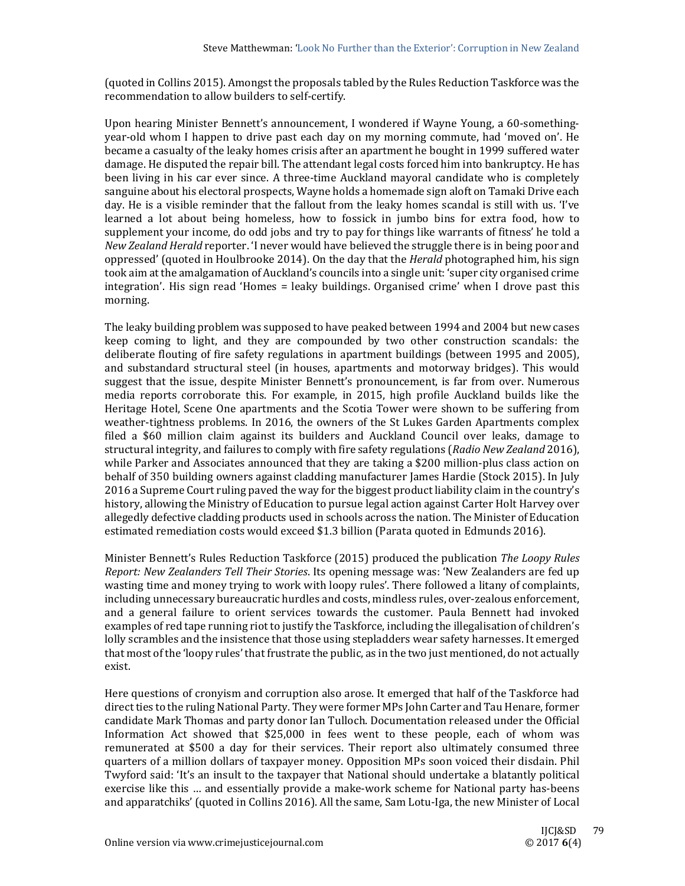(quoted in Collins 2015). Amongst the proposals tabled by the Rules Reduction Taskforce was the recommendation to allow builders to self-certify.

Upon hearing Minister Bennett's announcement, I wondered if Wayne Young, a 60-something-year-old whom I happen to drive past each day on my morning commute, had 'moved on'. He became a casualty of the leaky homes crisis after an apartment he bought in 1999 suffered water damage. He disputed the repair bill. The attendant legal costs forced him into bankruptcy. He has been living in his car ever since. A three-time Auckland mayoral candidate who is completely sanguine about his electoral prospects, Wayne holds a homemade sign aloft on Tamaki Drive each day. He is a visible reminder that the fallout from the leaky homes scandal is still with us. 'I've learned a lot about being homeless, how to fossick in jumbo bins for extra food, how to supplement your income, do odd jobs and try to pay for things like warrants of fitness' he told a *New Zealand Herald* reporter. 'I never would have believed the struggle there is in being poor and oppressed' (quoted in Houlbrooke 2014). On the day that the *Herald* photographed him, his sign took aim at the amalgamation of Auckland's councils into a single unit: 'super city organised crime integration'. His sign read 'Homes = leaky buildings. Organised crime' when I drove past this morning.

The leaky building problem was supposed to have peaked between 1994 and 2004 but new cases keep coming to light, and they are compounded by two other construction scandals: the deliberate flouting of fire safety regulations in apartment buildings (between 1995 and 2005), and substandard structural steel (in houses, apartments and motorway bridges). This would suggest that the issue, despite Minister Bennett's pronouncement, is far from over. Numerous media reports corroborate this. For example, in 2015, high profile Auckland builds like the Heritage Hotel, Scene One apartments and the Scotia Tower were shown to be suffering from weather-tightness problems. In 2016, the owners of the St Lukes Garden Apartments complex filed a $60 million claim against its builders and Auckland Council over leaks, damage to structural integrity, and failures to comply with fire safety regulations (*Radio New Zealand* 2016), while Parker and Associates announced that they are taking a $200 million-plus class action on behalf of 350 building owners against cladding manufacturer James Hardie (Stock 2015). In July 2016 a Supreme Court ruling paved the way for the biggest product liability claim in the country's history, allowing the Ministry of Education to pursue legal action against Carter Holt Harvey over allegedly defective cladding products used in schools across the nation. The Minister of Education estimated remediation costs would exceed $1.3 billion (Parata quoted in Edmunds 2016).

Minister Bennett's Rules Reduction Taskforce (2015) produced the publication *The Loopy Rules Report: New Zealanders Tell Their Stories*. Its opening message was: 'New Zealanders are fed up wasting time and money trying to work with loopy rules'. There followed a litany of complaints, including unnecessary bureaucratic hurdles and costs, mindless rules, over-zealous enforcement, and a general failure to orient services towards the customer. Paula Bennett had invoked examples of red tape running riot to justify the Taskforce, including the illegalisation of children's lolly scrambles and the insistence that those using stepladders wear safety harnesses. It emerged that most of the 'loopy rules' that frustrate the public, as in the two just mentioned, do not actually exist.

Here questions of cronyism and corruption also arose. It emerged that half of the Taskforce had direct ties to the ruling National Party. They were former MPs John Carter and Tau Henare, former candidate Mark Thomas and party donor Ian Tulloch. Documentation released under the Official Information Act showed that $25,000 in fees went to these people, each of whom was remunerated at $500 a day for their services. Their report also ultimately consumed three quarters of a million dollars of taxpayer money. Opposition MPs soon voiced their disdain. Phil Twyford said: 'It's an insult to the taxpayer that National should undertake a blatantly political exercise like this … and essentially provide a make-work scheme for National party has-beens and apparatchiks' (quoted in Collins 2016). All the same, Sam Lotu-Iga, the new Minister of Local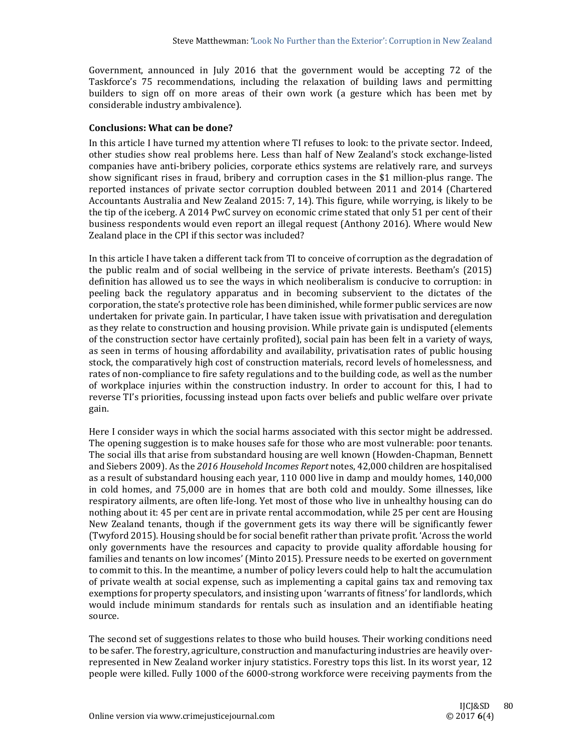Government, announced in July 2016 that the government would be accepting 72 of the Taskforce's 75 recommendations, including the relaxation of building laws and permitting builders to sign off on more areas of their own work (a gesture which has been met by considerable industry ambivalence).

**Conclusions: What can be done?**

In this article I have turned my attention where TI refuses to look: to the private sector. Indeed, other studies show real problems here. Less than half of New Zealand's stock exchange-listed companies have anti-bribery policies, corporate ethics systems are relatively rare, and surveys show significant rises in fraud, bribery and corruption cases in the $1 million-plus range. The reported instances of private sector corruption doubled between 2011 and 2014 (Chartered Accountants Australia and New Zealand 2015: 7, 14). This figure, while worrying, is likely to be the tip of the iceberg. A 2014 PwC survey on economic crime stated that only 51 per cent of their business respondents would even report an illegal request (Anthony 2016). Where would New Zealand place in the CPI if this sector was included?

In this article I have taken a different tack from TI to conceive of corruption as the degradation of the public realm and of social wellbeing in the service of private interests. Beetham's (2015) definition has allowed us to see the ways in which neoliberalism is conducive to corruption: in peeling back the regulatory apparatus and in becoming subservient to the dictates of the corporation, the state's protective role has been diminished, while former public services are now undertaken for private gain. In particular, I have taken issue with privatisation and deregulation as they relate to construction and housing provision. While private gain is undisputed (elements of the construction sector have certainly profited), social pain has been felt in a variety of ways, as seen in terms of housing affordability and availability, privatisation rates of public housing stock, the comparatively high cost of construction materials, record levels of homelessness, and rates of non-compliance to fire safety regulations and to the building code, as well as the number of workplace injuries within the construction industry. In order to account for this, I had to reverse TI's priorities, focussing instead upon facts over beliefs and public welfare over private gain.

Here I consider ways in which the social harms associated with this sector might be addressed. The opening suggestion is to make houses safe for those who are most vulnerable: poor tenants. The social ills that arise from substandard housing are well known (Howden-Chapman, Bennett and Siebers 2009). As the *2016 Household Incomes Report* notes, 42,000 children are hospitalised as a result of substandard housing each year, 110 000 live in damp and mouldy homes, 140,000 in cold homes, and 75,000 are in homes that are both cold and mouldy. Some illnesses, like respiratory ailments, are often life-long. Yet most of those who live in unhealthy housing can do nothing about it: 45 per cent are in private rental accommodation, while 25 per cent are Housing New Zealand tenants, though if the government gets its way there will be significantly fewer (Twyford 2015). Housing should be for social benefit rather than private profit. 'Across the world only governments have the resources and capacity to provide quality affordable housing for families and tenants on low incomes' (Minto 2015). Pressure needs to be exerted on government to commit to this. In the meantime, a number of policy levers could help to halt the accumulation of private wealth at social expense, such as implementing a capital gains tax and removing tax exemptions for property speculators, and insisting upon 'warrants of fitness' for landlords, which would include minimum standards for rentals such as insulation and an identifiable heating source.

The second set of suggestions relates to those who build houses. Their working conditions need to be safer. The forestry, agriculture, construction and manufacturing industries are heavily over-represented in New Zealand worker injury statistics. Forestry tops this list. In its worst year, 12 people were killed. Fully 1000 of the 6000-strong workforce were receiving payments from the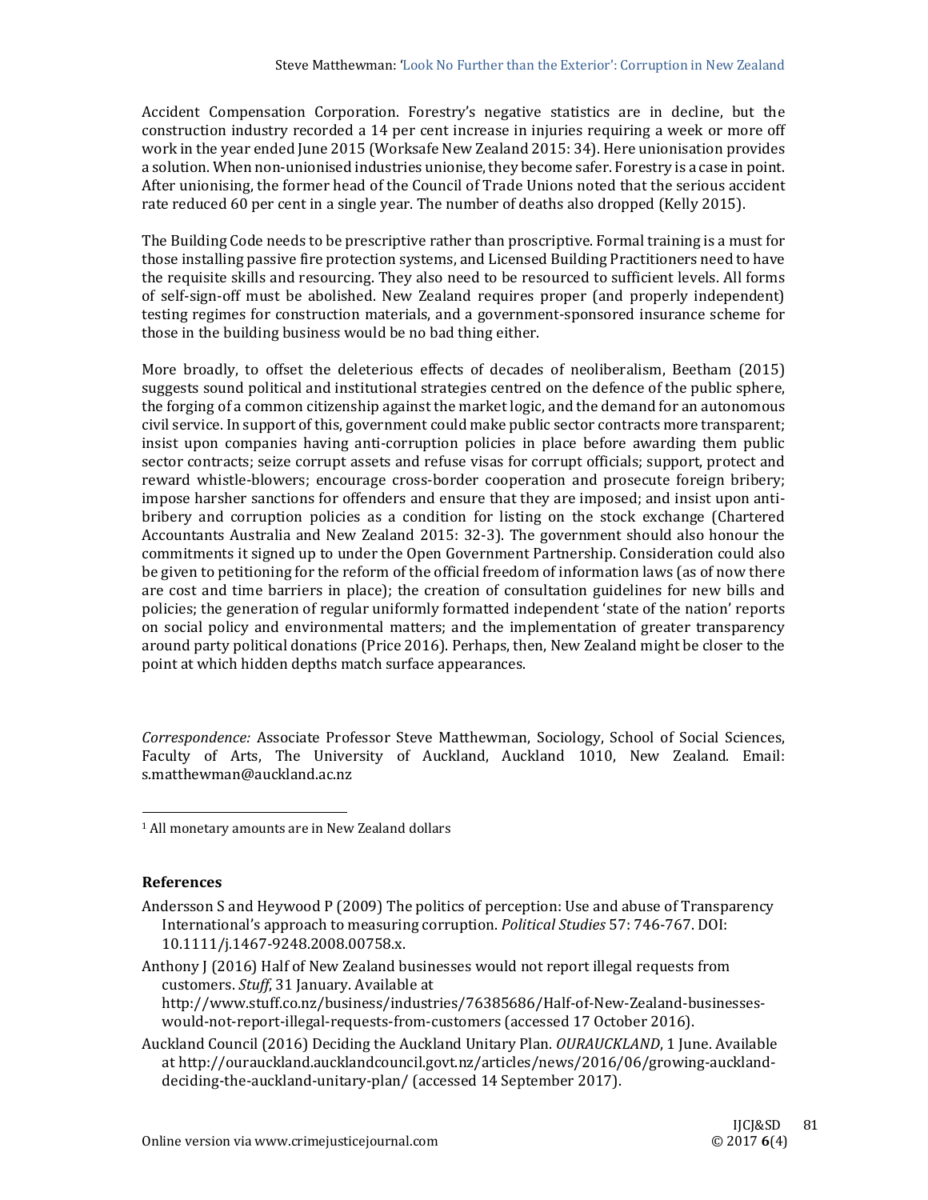Accident Compensation Corporation. Forestry's negative statistics are in decline, but the construction industry recorded a 14 per cent increase in injuries requiring a week or more off work in the year ended June 2015 (Worksafe New Zealand 2015: 34). Here unionisation provides a solution. When non-unionised industries unionise, they become safer. Forestry is a case in point. After unionising, the former head of the Council of Trade Unions noted that the serious accident rate reduced 60 per cent in a single year. The number of deaths also dropped (Kelly 2015).

The Building Code needs to be prescriptive rather than proscriptive. Formal training is a must for those installing passive fire protection systems, and Licensed Building Practitioners need to have the requisite skills and resourcing. They also need to be resourced to sufficient levels. All forms of self-sign-off must be abolished. New Zealand requires proper (and properly independent) testing regimes for construction materials, and a government-sponsored insurance scheme for those in the building business would be no bad thing either.

More broadly, to offset the deleterious effects of decades of neoliberalism, Beetham (2015) suggests sound political and institutional strategies centred on the defence of the public sphere, the forging of a common citizenship against the market logic, and the demand for an autonomous civil service. In support of this, government could make public sector contracts more transparent; insist upon companies having anti-corruption policies in place before awarding them public sector contracts; seize corrupt assets and refuse visas for corrupt officials; support, protect and reward whistle-blowers; encourage cross-border cooperation and prosecute foreign bribery; impose harsher sanctions for offenders and ensure that they are imposed; and insist upon anti-bribery and corruption policies as a condition for listing on the stock exchange (Chartered Accountants Australia and New Zealand 2015: 32-3). The government should also honour the commitments it signed up to under the Open Government Partnership. Consideration could also be given to petitioning for the reform of the official freedom of information laws (as of now there are cost and time barriers in place); the creation of consultation guidelines for new bills and policies; the generation of regular uniformly formatted independent 'state of the nation' reports on social policy and environmental matters; and the implementation of greater transparency around party political donations (Price 2016). Perhaps, then, New Zealand might be closer to the point at which hidden depths match surface appearances.

*Correspondence:* Associate Professor Steve Matthewman, Sociology, School of Social Sciences, Faculty of Arts, The University of Auckland, Auckland 1010, New Zealand. Email: s.matthewman@auckland.ac.nz

---

[1] All monetary amounts are in New Zealand dollars

## References

Andersson S and Heywood P (2009) The politics of perception: Use and abuse of Transparency International's approach to measuring corruption. *Political Studies* 57: 746-767. DOI: 10.1111/j.1467-9248.2008.00758.x.

Anthony J (2016) Half of New Zealand businesses would not report illegal requests from customers. *Stuff*, 31 January. Available at http://www.stuff.co.nz/business/industries/76385686/Half-of-New-Zealand-businesses-would-not-report-illegal-requests-from-customers (accessed 17 October 2016).

Auckland Council (2016) Deciding the Auckland Unitary Plan. *OURAUCKLAND*, 1 June. Available at http://ourauckland.aucklandcouncil.govt.nz/articles/news/2016/06/growing-auckland-deciding-the-auckland-unitary-plan/ (accessed 14 September 2017).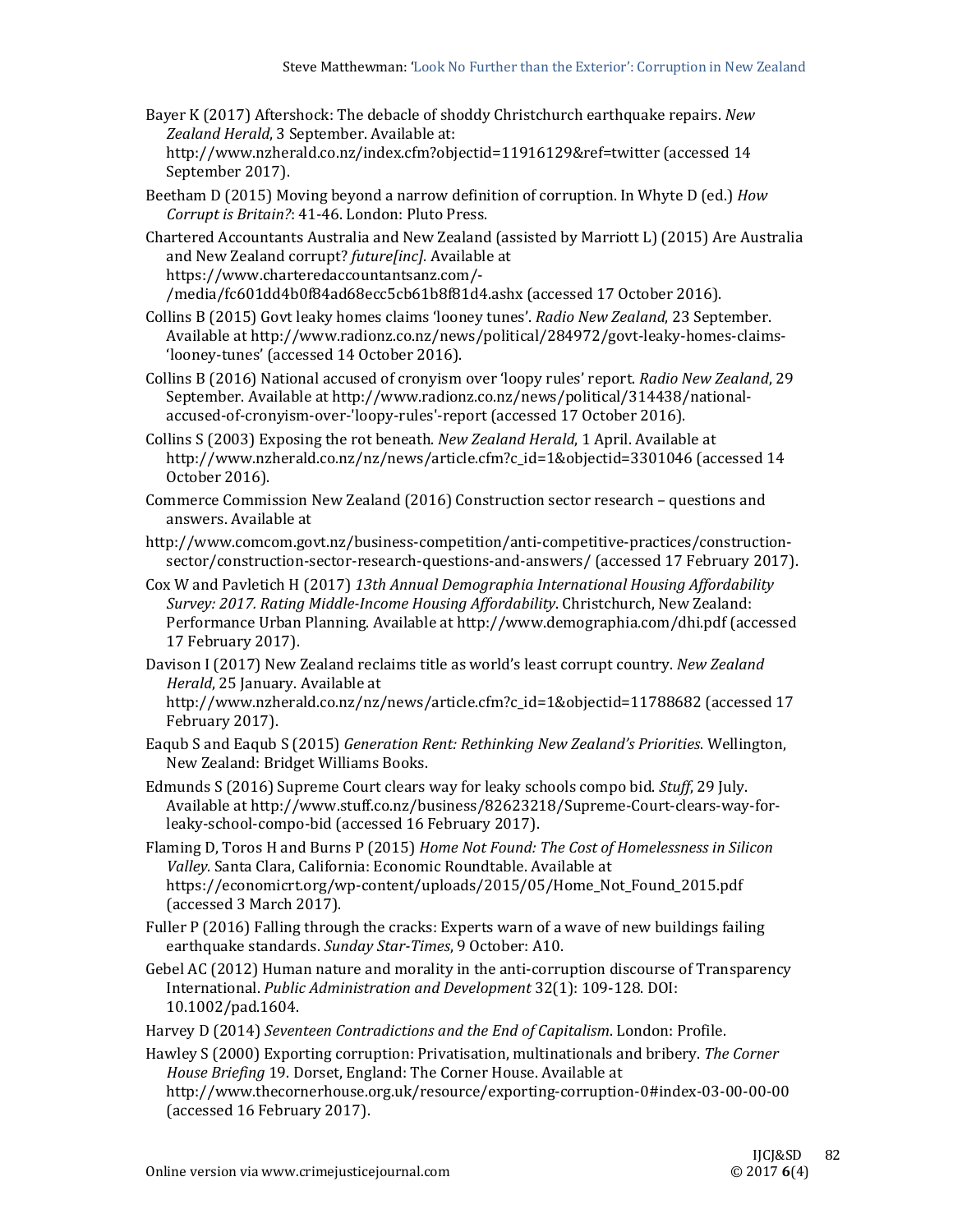Bayer K (2017) Aftershock: The debacle of shoddy Christchurch earthquake repairs. *New Zealand Herald*, 3 September. Available at: http://www.nzherald.co.nz/index.cfm?objectid=11916129&ref=twitter (accessed 14 September 2017).

Beetham D (2015) Moving beyond a narrow definition of corruption. In Whyte D (ed.) *How Corrupt is Britain?*: 41-46. London: Pluto Press.

Chartered Accountants Australia and New Zealand (assisted by Marriott L) (2015) Are Australia and New Zealand corrupt? *future[inc]*. Available at https://www.charteredaccountantsanz.com/-/media/fc601dd4b0f84ad68ecc5cb61b8f81d4.ashx (accessed 17 October 2016).

Collins B (2015) Govt leaky homes claims 'looney tunes'. *Radio New Zealand*, 23 September. Available at http://www.radionz.co.nz/news/political/284972/govt-leaky-homes-claims-'looney-tunes' (accessed 14 October 2016).

Collins B (2016) National accused of cronyism over 'loopy rules' report. *Radio New Zealand*, 29 September. Available at http://www.radionz.co.nz/news/political/314438/national-accused-of-cronyism-over-'loopy-rules'-report (accessed 17 October 2016).

Collins S (2003) Exposing the rot beneath. *New Zealand Herald*, 1 April. Available at http://www.nzherald.co.nz/nz/news/article.cfm?c_id=1&objectid=3301046 (accessed 14 October 2016).

Commerce Commission New Zealand (2016) Construction sector research – questions and answers. Available at http://www.comcom.govt.nz/business-competition/anti-competitive-practices/construction-sector/construction-sector-research-questions-and-answers/ (accessed 17 February 2017).

Cox W and Pavletich H (2017) *13th Annual Demographia International Housing Affordability Survey: 2017. Rating Middle-Income Housing Affordability*. Christchurch, New Zealand: Performance Urban Planning. Available at http://www.demographia.com/dhi.pdf (accessed 17 February 2017).

Davison I (2017) New Zealand reclaims title as world's least corrupt country. *New Zealand Herald*, 25 January. Available at http://www.nzherald.co.nz/nz/news/article.cfm?c_id=1&objectid=11788682 (accessed 17 February 2017).

Eaqub S and Eaqub S (2015) *Generation Rent: Rethinking New Zealand's Priorities*. Wellington, New Zealand: Bridget Williams Books.

Edmunds S (2016) Supreme Court clears way for leaky schools compo bid. *Stuff*, 29 July. Available at http://www.stuff.co.nz/business/82623218/Supreme-Court-clears-way-for-leaky-school-compo-bid (accessed 16 February 2017).

Flaming D, Toros H and Burns P (2015) *Home Not Found: The Cost of Homelessness in Silicon Valley*. Santa Clara, California: Economic Roundtable. Available at https://economicrt.org/wp-content/uploads/2015/05/Home_Not_Found_2015.pdf (accessed 3 March 2017).

Fuller P (2016) Falling through the cracks: Experts warn of a wave of new buildings failing earthquake standards. *Sunday Star-Times*, 9 October: A10.

Gebel AC (2012) Human nature and morality in the anti-corruption discourse of Transparency International. *Public Administration and Development* 32(1): 109-128. DOI: 10.1002/pad.1604.

Harvey D (2014) *Seventeen Contradictions and the End of Capitalism*. London: Profile.

Hawley S (2000) Exporting corruption: Privatisation, multinationals and bribery. *The Corner House Briefing* 19. Dorset, England: The Corner House. Available at http://www.thecornerhouse.org.uk/resource/exporting-corruption-0#index-03-00-00-00 (accessed 16 February 2017).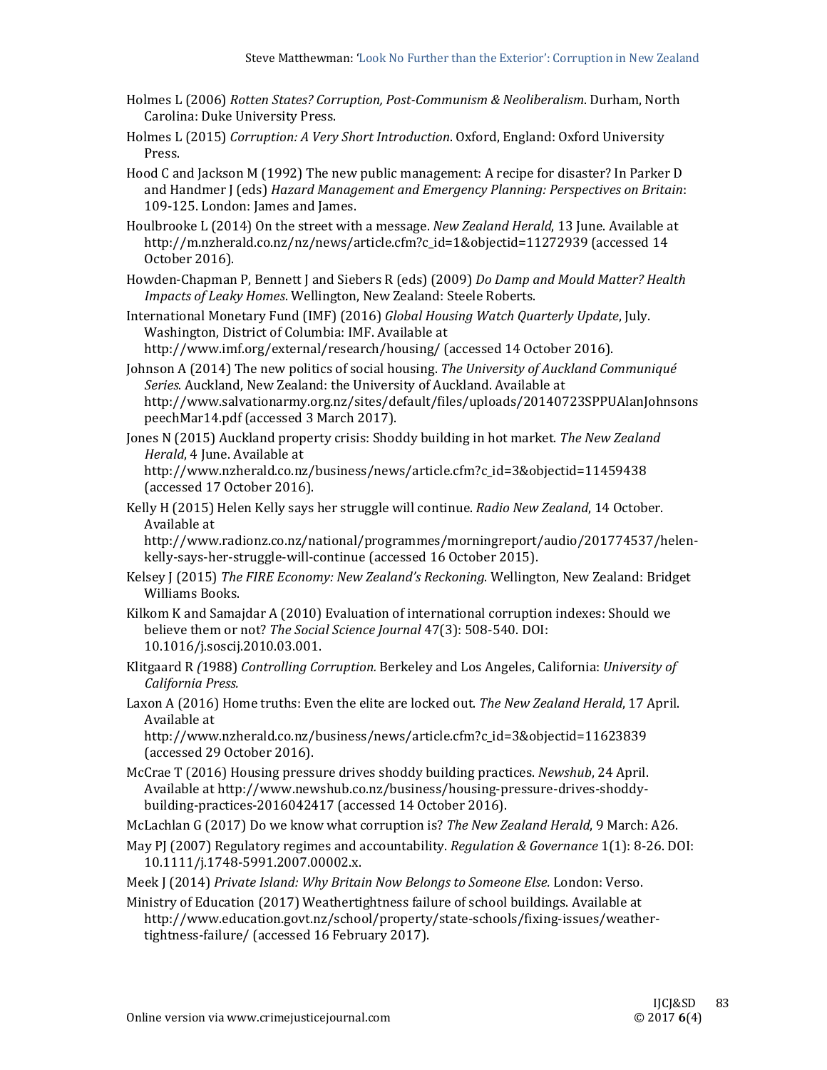Holmes L (2006) *Rotten States? Corruption, Post-Communism & Neoliberalism*. Durham, North Carolina: Duke University Press.

Holmes L (2015) *Corruption: A Very Short Introduction*. Oxford, England: Oxford University Press.

Hood C and Jackson M (1992) The new public management: A recipe for disaster? In Parker D and Handmer J (eds) *Hazard Management and Emergency Planning: Perspectives on Britain*: 109-125. London: James and James.

Houlbrooke L (2014) On the street with a message. *New Zealand Herald*, 13 June. Available at http://m.nzherald.co.nz/nz/news/article.cfm?c_id=1&objectid=11272939 (accessed 14 October 2016).

Howden-Chapman P, Bennett J and Siebers R (eds) (2009) *Do Damp and Mould Matter? Health Impacts of Leaky Homes*. Wellington, New Zealand: Steele Roberts.

International Monetary Fund (IMF) (2016) *Global Housing Watch Quarterly Update*, July. Washington, District of Columbia: IMF. Available at http://www.imf.org/external/research/housing/ (accessed 14 October 2016).

Johnson A (2014) The new politics of social housing. *The University of Auckland Communiqué Series*. Auckland, New Zealand: the University of Auckland. Available at http://www.salvationarmy.org.nz/sites/default/files/uploads/20140723SPPUAlanJohnsonspeechMar14.pdf (accessed 3 March 2017).

Jones N (2015) Auckland property crisis: Shoddy building in hot market. *The New Zealand Herald*, 4 June. Available at http://www.nzherald.co.nz/business/news/article.cfm?c_id=3&objectid=11459438 (accessed 17 October 2016).

Kelly H (2015) Helen Kelly says her struggle will continue. *Radio New Zealand*, 14 October. Available at http://www.radionz.co.nz/national/programmes/morningreport/audio/201774537/helen-kelly-says-her-struggle-will-continue (accessed 16 October 2015).

Kelsey J (2015) *The FIRE Economy: New Zealand's Reckoning*. Wellington, New Zealand: Bridget Williams Books.

Kilkom K and Samajdar A (2010) Evaluation of international corruption indexes: Should we believe them or not? *The Social Science Journal* 47(3): 508-540. DOI: 10.1016/j.soscij.2010.03.001.

Klitgaard R *(*1988) *Controlling Corruption*. Berkeley and Los Angeles, California: *University of California Press.*

Laxon A (2016) Home truths: Even the elite are locked out. *The New Zealand Herald*, 17 April. Available at http://www.nzherald.co.nz/business/news/article.cfm?c_id=3&objectid=11623839 (accessed 29 October 2016).

McCrae T (2016) Housing pressure drives shoddy building practices. *Newshub*, 24 April. Available at http://www.newshub.co.nz/business/housing-pressure-drives-shoddy-building-practices-2016042417 (accessed 14 October 2016).

McLachlan G (2017) Do we know what corruption is? *The New Zealand Herald*, 9 March: A26.

May PJ (2007) Regulatory regimes and accountability. *Regulation & Governance* 1(1): 8-26. DOI: 10.1111/j.1748-5991.2007.00002.x.

Meek J (2014) *Private Island: Why Britain Now Belongs to Someone Else*. London: Verso.

Ministry of Education (2017) Weathertightness failure of school buildings. Available at http://www.education.govt.nz/school/property/state-schools/fixing-issues/weather-tightness-failure/ (accessed 16 February 2017).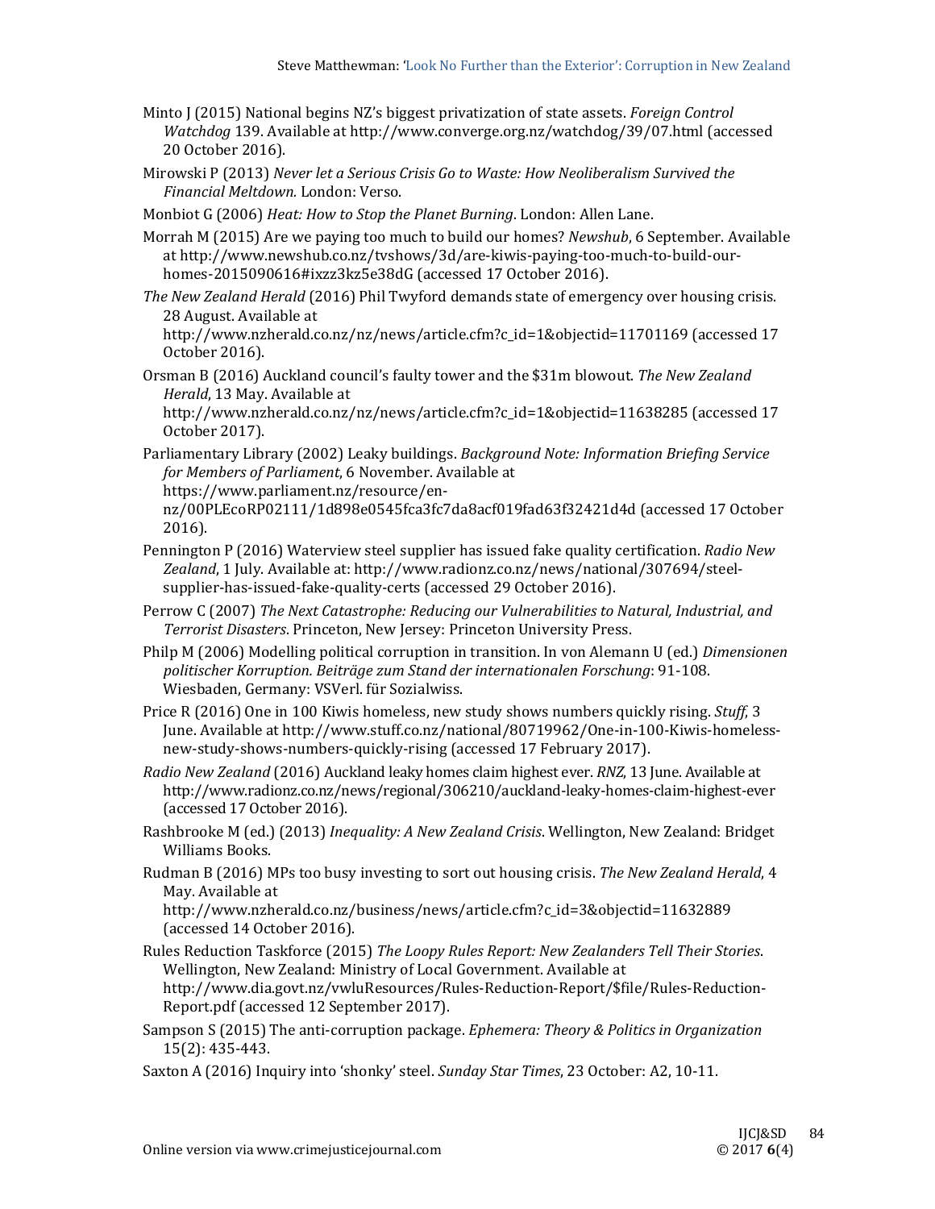Minto J (2015) National begins NZ's biggest privatization of state assets. *Foreign Control Watchdog* 139. Available at http://www.converge.org.nz/watchdog/39/07.html (accessed 20 October 2016).

Mirowski P (2013) *Never let a Serious Crisis Go to Waste: How Neoliberalism Survived the Financial Meltdown.* London: Verso.

Monbiot G (2006) *Heat: How to Stop the Planet Burning*. London: Allen Lane.

Morrah M (2015) Are we paying too much to build our homes? *Newshub*, 6 September. Available at http://www.newshub.co.nz/tvshows/3d/are-kiwis-paying-too-much-to-build-our-homes-2015090616#ixzz3kz5e38dG (accessed 17 October 2016).

*The New Zealand Herald* (2016) Phil Twyford demands state of emergency over housing crisis. 28 August. Available at http://www.nzherald.co.nz/nz/news/article.cfm?c_id=1&objectid=11701169 (accessed 17 October 2016).

Orsman B (2016) Auckland council's faulty tower and the $31m blowout. *The New Zealand Herald*, 13 May. Available at http://www.nzherald.co.nz/nz/news/article.cfm?c_id=1&objectid=11638285 (accessed 17 October 2017).

Parliamentary Library (2002) Leaky buildings. *Background Note: Information Briefing Service for Members of Parliament*, 6 November. Available at https://www.parliament.nz/resource/en-nz/00PLEcoRP02111/1d898e0545fca3fc7da8acf019fad63f32421d4d (accessed 17 October 2016).

Pennington P (2016) Waterview steel supplier has issued fake quality certification. *Radio New Zealand*, 1 July. Available at: http://www.radionz.co.nz/news/national/307694/steel-supplier-has-issued-fake-quality-certs (accessed 29 October 2016).

Perrow C (2007) *The Next Catastrophe: Reducing our Vulnerabilities to Natural, Industrial, and Terrorist Disasters*. Princeton, New Jersey: Princeton University Press.

Philp M (2006) Modelling political corruption in transition. In von Alemann U (ed.) *Dimensionen politischer Korruption. Beiträge zum Stand der internationalen Forschung*: 91-108. Wiesbaden, Germany: VSVerl. für Sozialwiss.

Price R (2016) One in 100 Kiwis homeless, new study shows numbers quickly rising. *Stuff*, 3 June. Available at http://www.stuff.co.nz/national/80719962/One-in-100-Kiwis-homeless-new-study-shows-numbers-quickly-rising (accessed 17 February 2017).

*Radio New Zealand* (2016) Auckland leaky homes claim highest ever. *RNZ*, 13 June. Available at http://www.radionz.co.nz/news/regional/306210/auckland-leaky-homes-claim-highest-ever (accessed 17 October 2016).

Rashbrooke M (ed.) (2013) *Inequality: A New Zealand Crisis*. Wellington, New Zealand: Bridget Williams Books.

Rudman B (2016) MPs too busy investing to sort out housing crisis. *The New Zealand Herald*, 4 May. Available at http://www.nzherald.co.nz/business/news/article.cfm?c_id=3&objectid=11632889 (accessed 14 October 2016).

Rules Reduction Taskforce (2015) *The Loopy Rules Report: New Zealanders Tell Their Stories*. Wellington, New Zealand: Ministry of Local Government. Available at http://www.dia.govt.nz/vwluResources/Rules-Reduction-Report/$file/Rules-Reduction-Report.pdf (accessed 12 September 2017).

Sampson S (2015) The anti-corruption package. *Ephemera: Theory & Politics in Organization* 15(2): 435-443.

Saxton A (2016) Inquiry into 'shonky' steel. *Sunday Star Times*, 23 October: A2, 10-11.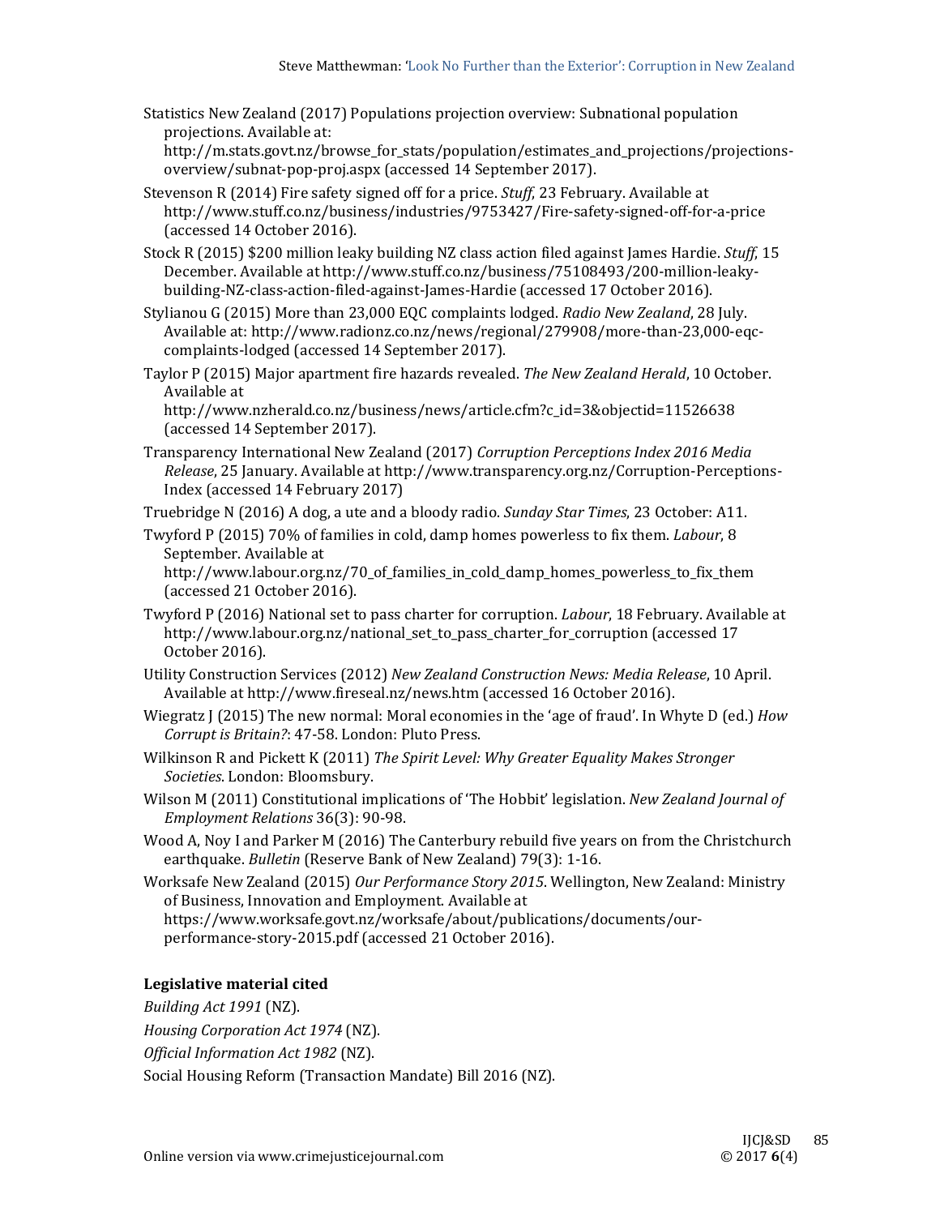Statistics New Zealand (2017) Populations projection overview: Subnational population projections. Available at: http://m.stats.govt.nz/browse_for_stats/population/estimates_and_projections/projections-overview/subnat-pop-proj.aspx (accessed 14 September 2017).

Stevenson R (2014) Fire safety signed off for a price. *Stuff*, 23 February. Available at http://www.stuff.co.nz/business/industries/9753427/Fire-safety-signed-off-for-a-price (accessed 14 October 2016).

Stock R (2015) $200 million leaky building NZ class action filed against James Hardie. *Stuff*, 15 December. Available at http://www.stuff.co.nz/business/75108493/200-million-leaky-building-NZ-class-action-filed-against-James-Hardie (accessed 17 October 2016).

Stylianou G (2015) More than 23,000 EQC complaints lodged. *Radio New Zealand*, 28 July. Available at: http://www.radionz.co.nz/news/regional/279908/more-than-23,000-eqc-complaints-lodged (accessed 14 September 2017).

Taylor P (2015) Major apartment fire hazards revealed. *The New Zealand Herald*, 10 October. Available at http://www.nzherald.co.nz/business/news/article.cfm?c_id=3&objectid=11526638 (accessed 14 September 2017).

Transparency International New Zealand (2017) *Corruption Perceptions Index 2016 Media Release*, 25 January. Available at http://www.transparency.org.nz/Corruption-Perceptions-Index (accessed 14 February 2017)

Truebridge N (2016) A dog, a ute and a bloody radio. *Sunday Star Times*, 23 October: A11.

Twyford P (2015) 70% of families in cold, damp homes powerless to fix them. *Labour*, 8 September. Available at http://www.labour.org.nz/70_of_families_in_cold_damp_homes_powerless_to_fix_them (accessed 21 October 2016).

Twyford P (2016) National set to pass charter for corruption. *Labour*, 18 February. Available at http://www.labour.org.nz/national_set_to_pass_charter_for_corruption (accessed 17 October 2016).

Utility Construction Services (2012) *New Zealand Construction News: Media Release*, 10 April. Available at http://www.fireseal.nz/news.htm (accessed 16 October 2016).

Wiegratz J (2015) The new normal: Moral economies in the 'age of fraud'. In Whyte D (ed.) *How Corrupt is Britain?*: 47-58. London: Pluto Press.

Wilkinson R and Pickett K (2011) *The Spirit Level: Why Greater Equality Makes Stronger Societies*. London: Bloomsbury.

Wilson M (2011) Constitutional implications of 'The Hobbit' legislation. *New Zealand Journal of Employment Relations* 36(3): 90-98.

Wood A, Noy I and Parker M (2016) The Canterbury rebuild five years on from the Christchurch earthquake. *Bulletin* (Reserve Bank of New Zealand) 79(3): 1-16.

Worksafe New Zealand (2015) *Our Performance Story 2015*. Wellington, New Zealand: Ministry of Business, Innovation and Employment. Available at https://www.worksafe.govt.nz/worksafe/about/publications/documents/our-performance-story-2015.pdf (accessed 21 October 2016).

### Legislative material cited

*Building Act 1991* (NZ).

*Housing Corporation Act 1974* (NZ).

*Official Information Act 1982* (NZ).

Social Housing Reform (Transaction Mandate) Bill 2016 (NZ).